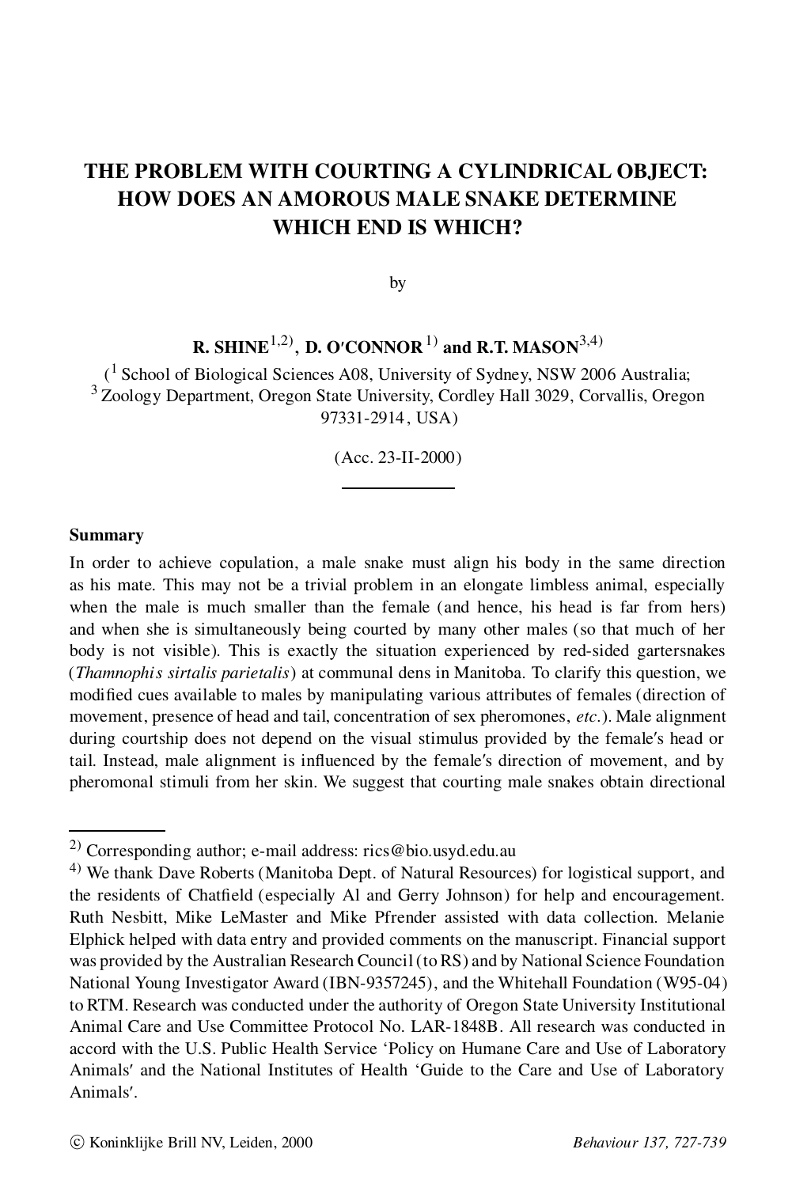# THE PROBLEM WITH COURTING A CYLINDRICAL OBJECT: HOW DOES AN AMOROUS MALE SNAKE DETERMINE WHICH END IS WHICH?

by

**R. SHINE**[1,2], **D. O′CONNOR**[1] **and R.T. MASON**[3,4]

([1] School of Biological Sciences A08, University of Sydney, NSW 2006 Australia; [3] Zoology Department, Oregon State University, Cordley Hall 3029, Corvallis, Oregon 97331-2914, USA)

(Acc. 23-II-2000)

## Summary

In order to achieve copulation, a male snake must align his body in the same direction as his mate. This may not be a trivial problem in an elongate limbless animal, especially when the male is much smaller than the female (and hence, his head is far from hers) and when she is simultaneously being courted by many other males (so that much of her body is not visible). This is exactly the situation experienced by red-sided gartersnakes (*Thamnophis sirtalis parietalis*) at communal dens in Manitoba. To clarify this question, we modified cues available to males by manipulating various attributes of females (direction of movement, presence of head and tail, concentration of sex pheromones, *etc.*). Male alignment during courtship does not depend on the visual stimulus provided by the female′s head or tail. Instead, male alignment is influenced by the female′s direction of movement, and by pheromonal stimuli from her skin. We suggest that courting male snakes obtain directional

---

[2] Corresponding author; e-mail address: rics@bio.usyd.edu.au

[4] We thank Dave Roberts (Manitoba Dept. of Natural Resources) for logistical support, and the residents of Chatfield (especially Al and Gerry Johnson) for help and encouragement. Ruth Nesbitt, Mike LeMaster and Mike Pfrender assisted with data collection. Melanie Elphick helped with data entry and provided comments on the manuscript. Financial support was provided by the Australian Research Council (to RS) and by National Science Foundation National Young Investigator Award (IBN-9357245), and the Whitehall Foundation (W95-04) to RTM. Research was conducted under the authority of Oregon State University Institutional Animal Care and Use Committee Protocol No. LAR-1848B. All research was conducted in accord with the U.S. Public Health Service 'Policy on Humane Care and Use of Laboratory Animals′ and the National Institutes of Health 'Guide to the Care and Use of Laboratory Animals′.

© Koninklijke Brill NV, Leiden, 2000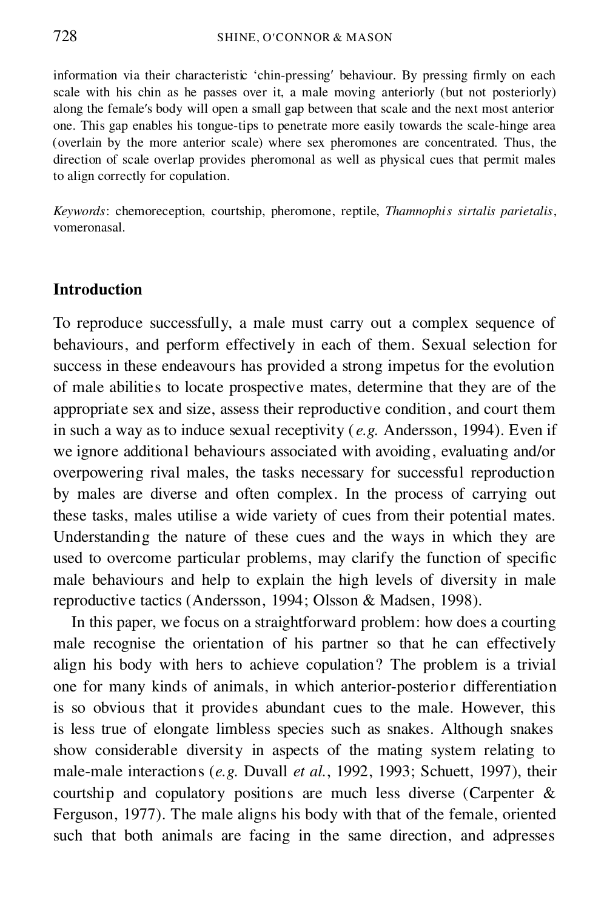information via their characteristic 'chin-pressing' behaviour. By pressing firmly on each scale with his chin as he passes over it, a male moving anteriorly (but not posteriorly) along the female's body will open a small gap between that scale and the next most anterior one. This gap enables his tongue-tips to penetrate more easily towards the scale-hinge area (overlain by the more anterior scale) where sex pheromones are concentrated. Thus, the direction of scale overlap provides pheromonal as well as physical cues that permit males to align correctly for copulation.

*Keywords*: chemoreception, courtship, pheromone, reptile, *Thamnophis sirtalis parietalis*, vomeronasal.

## Introduction

To reproduce successfully, a male must carry out a complex sequence of behaviours, and perform effectively in each of them. Sexual selection for success in these endeavours has provided a strong impetus for the evolution of male abilities to locate prospective mates, determine that they are of the appropriate sex and size, assess their reproductive condition, and court them in such a way as to induce sexual receptivity (*e.g.* Andersson, 1994). Even if we ignore additional behaviours associated with avoiding, evaluating and/or overpowering rival males, the tasks necessary for successful reproduction by males are diverse and often complex. In the process of carrying out these tasks, males utilise a wide variety of cues from their potential mates. Understanding the nature of these cues and the ways in which they are used to overcome particular problems, may clarify the function of specific male behaviours and help to explain the high levels of diversity in male reproductive tactics (Andersson, 1994; Olsson & Madsen, 1998).

In this paper, we focus on a straightforward problem: how does a courting male recognise the orientation of his partner so that he can effectively align his body with hers to achieve copulation? The problem is a trivial one for many kinds of animals, in which anterior-posterior differentiation is so obvious that it provides abundant cues to the male. However, this is less true of elongate limbless species such as snakes. Although snakes show considerable diversity in aspects of the mating system relating to male-male interactions (*e.g.* Duvall *et al.*, 1992, 1993; Schuett, 1997), their courtship and copulatory positions are much less diverse (Carpenter & Ferguson, 1977). The male aligns his body with that of the female, oriented such that both animals are facing in the same direction, and adpresses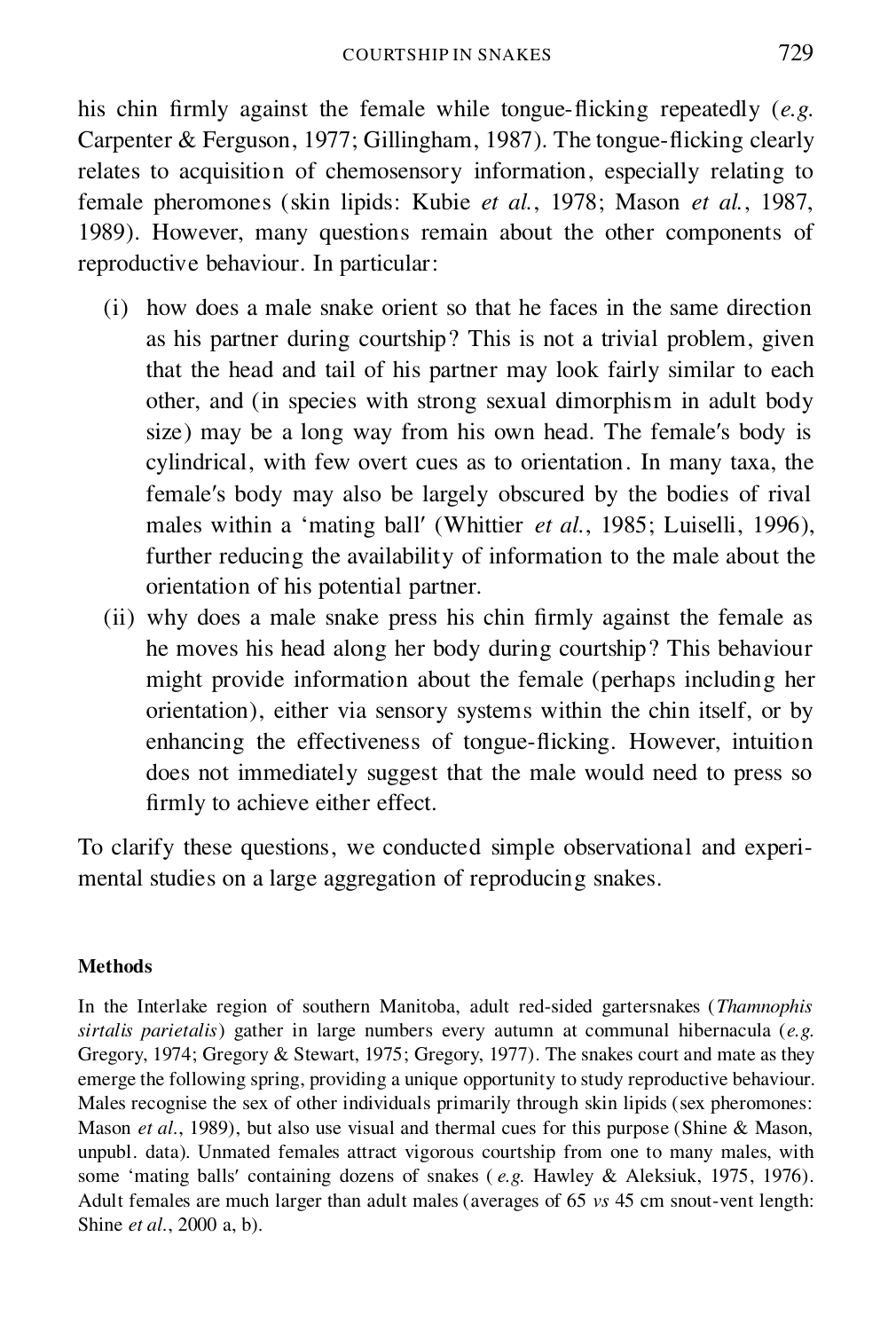his chin firmly against the female while tongue-flicking repeatedly (*e.g.* Carpenter & Ferguson, 1977; Gillingham, 1987). The tongue-flicking clearly relates to acquisition of chemosensory information, especially relating to female pheromones (skin lipids: Kubie *et al.*, 1978; Mason *et al.*, 1987, 1989). However, many questions remain about the other components of reproductive behaviour. In particular:

(i) how does a male snake orient so that he faces in the same direction as his partner during courtship? This is not a trivial problem, given that the head and tail of his partner may look fairly similar to each other, and (in species with strong sexual dimorphism in adult body size) may be a long way from his own head. The female′s body is cylindrical, with few overt cues as to orientation. In many taxa, the female′s body may also be largely obscured by the bodies of rival males within a 'mating ball′ (Whittier *et al.*, 1985; Luiselli, 1996), further reducing the availability of information to the male about the orientation of his potential partner.

(ii) why does a male snake press his chin firmly against the female as he moves his head along her body during courtship? This behaviour might provide information about the female (perhaps including her orientation), either via sensory systems within the chin itself, or by enhancing the effectiveness of tongue-flicking. However, intuition does not immediately suggest that the male would need to press so firmly to achieve either effect.

To clarify these questions, we conducted simple observational and experimental studies on a large aggregation of reproducing snakes.

### Methods

In the Interlake region of southern Manitoba, adult red-sided gartersnakes (*Thamnophis sirtalis parietalis*) gather in large numbers every autumn at communal hibernacula (*e.g.* Gregory, 1974; Gregory & Stewart, 1975; Gregory, 1977). The snakes court and mate as they emerge the following spring, providing a unique opportunity to study reproductive behaviour. Males recognise the sex of other individuals primarily through skin lipids (sex pheromones: Mason *et al.*, 1989), but also use visual and thermal cues for this purpose (Shine & Mason, unpubl. data). Unmated females attract vigorous courtship from one to many males, with some 'mating balls′ containing dozens of snakes ( *e.g.* Hawley & Aleksiuk, 1975, 1976). Adult females are much larger than adult males (averages of 65 *vs* 45 cm snout-vent length: Shine *et al.*, 2000 a, b).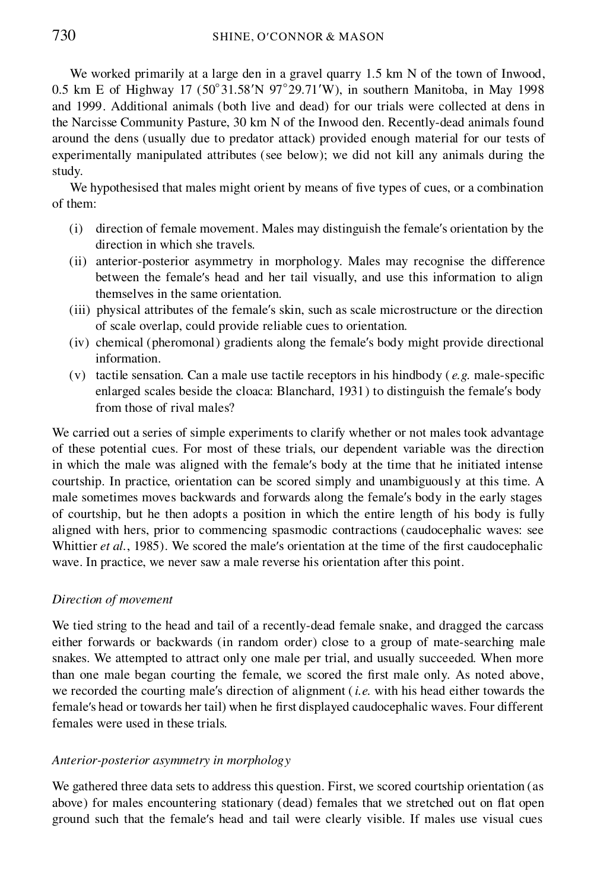We worked primarily at a large den in a gravel quarry 1.5 km N of the town of Inwood, 0.5 km E of Highway 17 (50°31.58′N 97°29.71′W), in southern Manitoba, in May 1998 and 1999. Additional animals (both live and dead) for our trials were collected at dens in the Narcisse Community Pasture, 30 km N of the Inwood den. Recently-dead animals found around the dens (usually due to predator attack) provided enough material for our tests of experimentally manipulated attributes (see below); we did not kill any animals during the study.

We hypothesised that males might orient by means of five types of cues, or a combination of them:

- (i) direction of female movement. Males may distinguish the female′s orientation by the direction in which she travels.
- (ii) anterior-posterior asymmetry in morphology. Males may recognise the difference between the female′s head and her tail visually, and use this information to align themselves in the same orientation.
- (iii) physical attributes of the female′s skin, such as scale microstructure or the direction of scale overlap, could provide reliable cues to orientation.
- (iv) chemical (pheromonal) gradients along the female′s body might provide directional information.
- (v) tactile sensation. Can a male use tactile receptors in his hindbody (*e.g.* male-specific enlarged scales beside the cloaca: Blanchard, 1931) to distinguish the female′s body from those of rival males?

We carried out a series of simple experiments to clarify whether or not males took advantage of these potential cues. For most of these trials, our dependent variable was the direction in which the male was aligned with the female′s body at the time that he initiated intense courtship. In practice, orientation can be scored simply and unambiguously at this time. A male sometimes moves backwards and forwards along the female′s body in the early stages of courtship, but he then adopts a position in which the entire length of his body is fully aligned with hers, prior to commencing spasmodic contractions (caudocephalic waves: see Whittier *et al.*, 1985). We scored the male′s orientation at the time of the first caudocephalic wave. In practice, we never saw a male reverse his orientation after this point.

### *Direction of movement*

We tied string to the head and tail of a recently-dead female snake, and dragged the carcass either forwards or backwards (in random order) close to a group of mate-searching male snakes. We attempted to attract only one male per trial, and usually succeeded. When more than one male began courting the female, we scored the first male only. As noted above, we recorded the courting male′s direction of alignment (*i.e.* with his head either towards the female′s head or towards her tail) when he first displayed caudocephalic waves. Four different females were used in these trials.

### *Anterior-posterior asymmetry in morphology*

We gathered three data sets to address this question. First, we scored courtship orientation (as above) for males encountering stationary (dead) females that we stretched out on flat open ground such that the female′s head and tail were clearly visible. If males use visual cues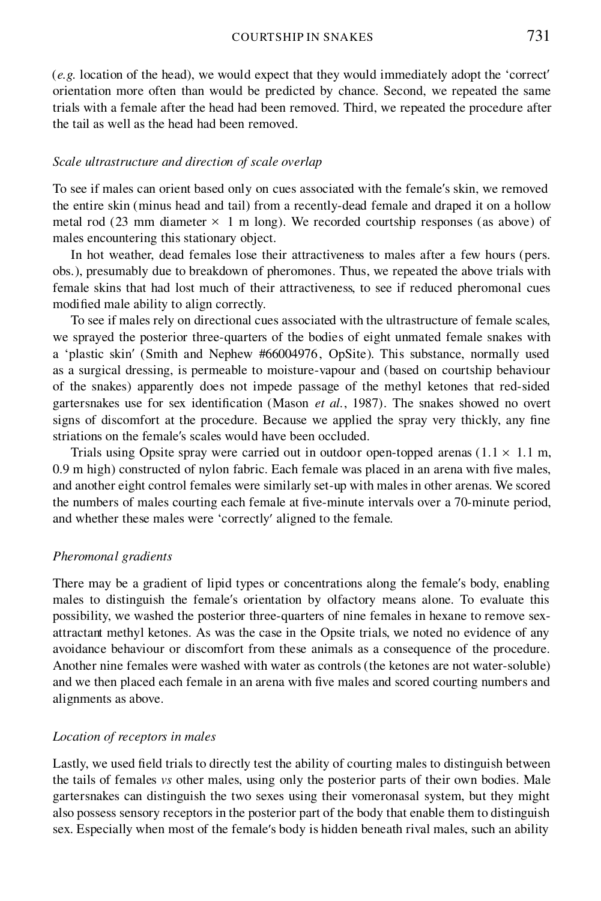(*e.g.* location of the head), we would expect that they would immediately adopt the 'correct' orientation more often than would be predicted by chance. Second, we repeated the same trials with a female after the head had been removed. Third, we repeated the procedure after the tail as well as the head had been removed.

### *Scale ultrastructure and direction of scale overlap*

To see if males can orient based only on cues associated with the female's skin, we removed the entire skin (minus head and tail) from a recently-dead female and draped it on a hollow metal rod (23 mm diameter $\times$ 1 m long). We recorded courtship responses (as above) of males encountering this stationary object.

In hot weather, dead females lose their attractiveness to males after a few hours (pers. obs.), presumably due to breakdown of pheromones. Thus, we repeated the above trials with female skins that had lost much of their attractiveness, to see if reduced pheromonal cues modified male ability to align correctly.

To see if males rely on directional cues associated with the ultrastructure of female scales, we sprayed the posterior three-quarters of the bodies of eight unmated female snakes with a 'plastic skin' (Smith and Nephew #66004976, OpSite). This substance, normally used as a surgical dressing, is permeable to moisture-vapour and (based on courtship behaviour of the snakes) apparently does not impede passage of the methyl ketones that red-sided gartersnakes use for sex identification (Mason *et al.*, 1987). The snakes showed no overt signs of discomfort at the procedure. Because we applied the spray very thickly, any fine striations on the female's scales would have been occluded.

Trials using Opsite spray were carried out in outdoor open-topped arenas (1.1 $\times$ 1.1 m, 0.9 m high) constructed of nylon fabric. Each female was placed in an arena with five males, and another eight control females were similarly set-up with males in other arenas. We scored the numbers of males courting each female at five-minute intervals over a 70-minute period, and whether these males were 'correctly' aligned to the female.

### *Pheromonal gradients*

There may be a gradient of lipid types or concentrations along the female's body, enabling males to distinguish the female's orientation by olfactory means alone. To evaluate this possibility, we washed the posterior three-quarters of nine females in hexane to remove sex-attractant methyl ketones. As was the case in the Opsite trials, we noted no evidence of any avoidance behaviour or discomfort from these animals as a consequence of the procedure. Another nine females were washed with water as controls (the ketones are not water-soluble) and we then placed each female in an arena with five males and scored courting numbers and alignments as above.

### *Location of receptors in males*

Lastly, we used field trials to directly test the ability of courting males to distinguish between the tails of females *vs* other males, using only the posterior parts of their own bodies. Male gartersnakes can distinguish the two sexes using their vomeronasal system, but they might also possess sensory receptors in the posterior part of the body that enable them to distinguish sex. Especially when most of the female's body is hidden beneath rival males, such an ability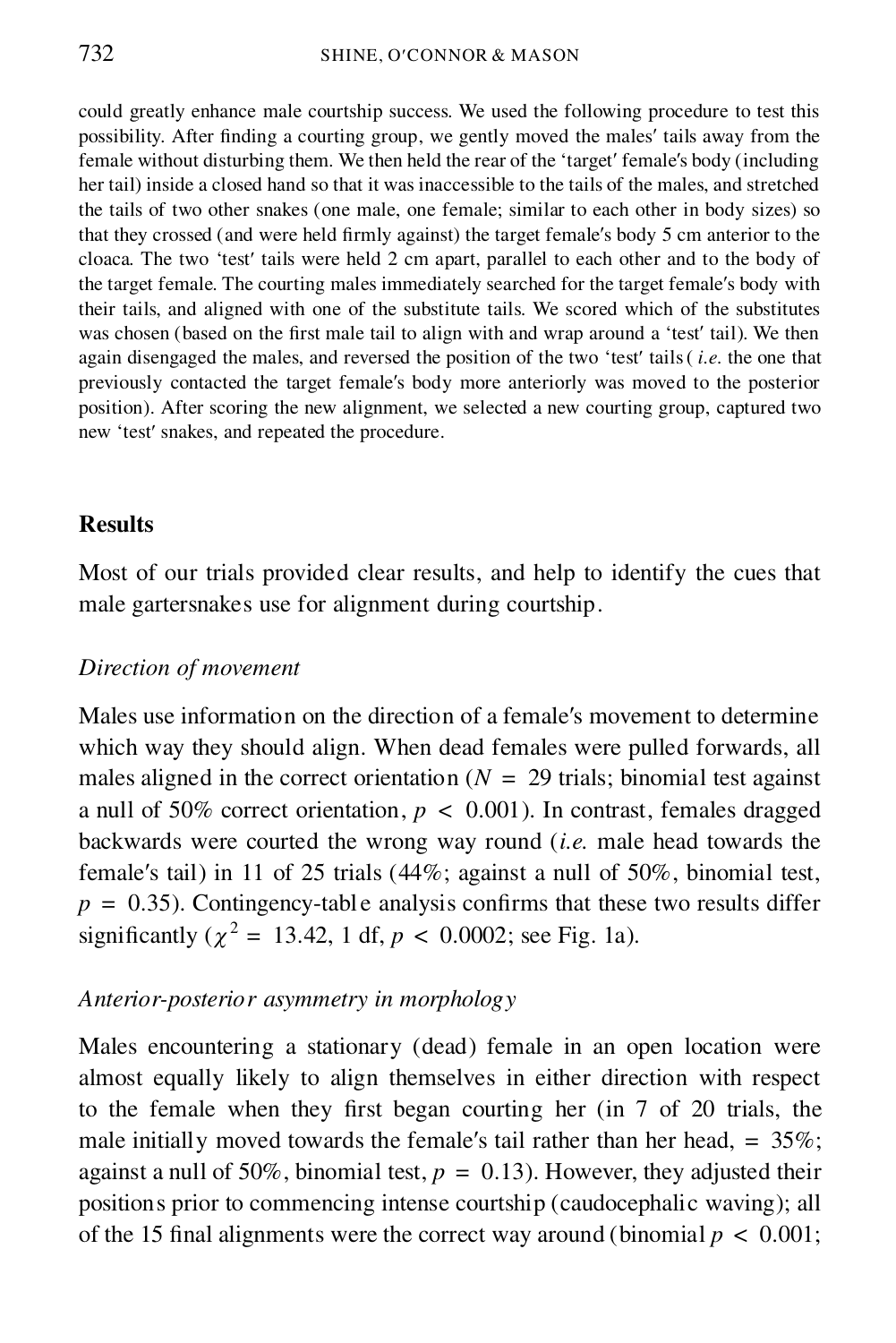could greatly enhance male courtship success. We used the following procedure to test this possibility. After finding a courting group, we gently moved the males′ tails away from the female without disturbing them. We then held the rear of the 'target' female′s body (including her tail) inside a closed hand so that it was inaccessible to the tails of the males, and stretched the tails of two other snakes (one male, one female; similar to each other in body sizes) so that they crossed (and were held firmly against) the target female′s body 5 cm anterior to the cloaca. The two 'test' tails were held 2 cm apart, parallel to each other and to the body of the target female. The courting males immediately searched for the target female′s body with their tails, and aligned with one of the substitute tails. We scored which of the substitutes was chosen (based on the first male tail to align with and wrap around a 'test' tail). We then again disengaged the males, and reversed the position of the two 'test' tails (*i.e.* the one that previously contacted the target female′s body more anteriorly was moved to the posterior position). After scoring the new alignment, we selected a new courting group, captured two new 'test' snakes, and repeated the procedure.

## Results

Most of our trials provided clear results, and help to identify the cues that male gartersnakes use for alignment during courtship.

### *Direction of movement*

Males use information on the direction of a female′s movement to determine which way they should align. When dead females were pulled forwards, all males aligned in the correct orientation ($N = 29$ trials; binomial test against a null of 50% correct orientation, $p < 0.001$). In contrast, females dragged backwards were courted the wrong way round (*i.e.* male head towards the female′s tail) in 11 of 25 trials (44%; against a null of 50%, binomial test, $p = 0.35$). Contingency-table analysis confirms that these two results differ significantly ($\chi^2 = 13.42$, 1 df, $p < 0.0002$; see Fig. 1a).

### *Anterior-posterior asymmetry in morphology*

Males encountering a stationary (dead) female in an open location were almost equally likely to align themselves in either direction with respect to the female when they first began courting her (in 7 of 20 trials, the male initially moved towards the female′s tail rather than her head, = 35%; against a null of 50%, binomial test, $p = 0.13$). However, they adjusted their positions prior to commencing intense courtship (caudocephalic waving); all of the 15 final alignments were the correct way around (binomial $p < 0.001$;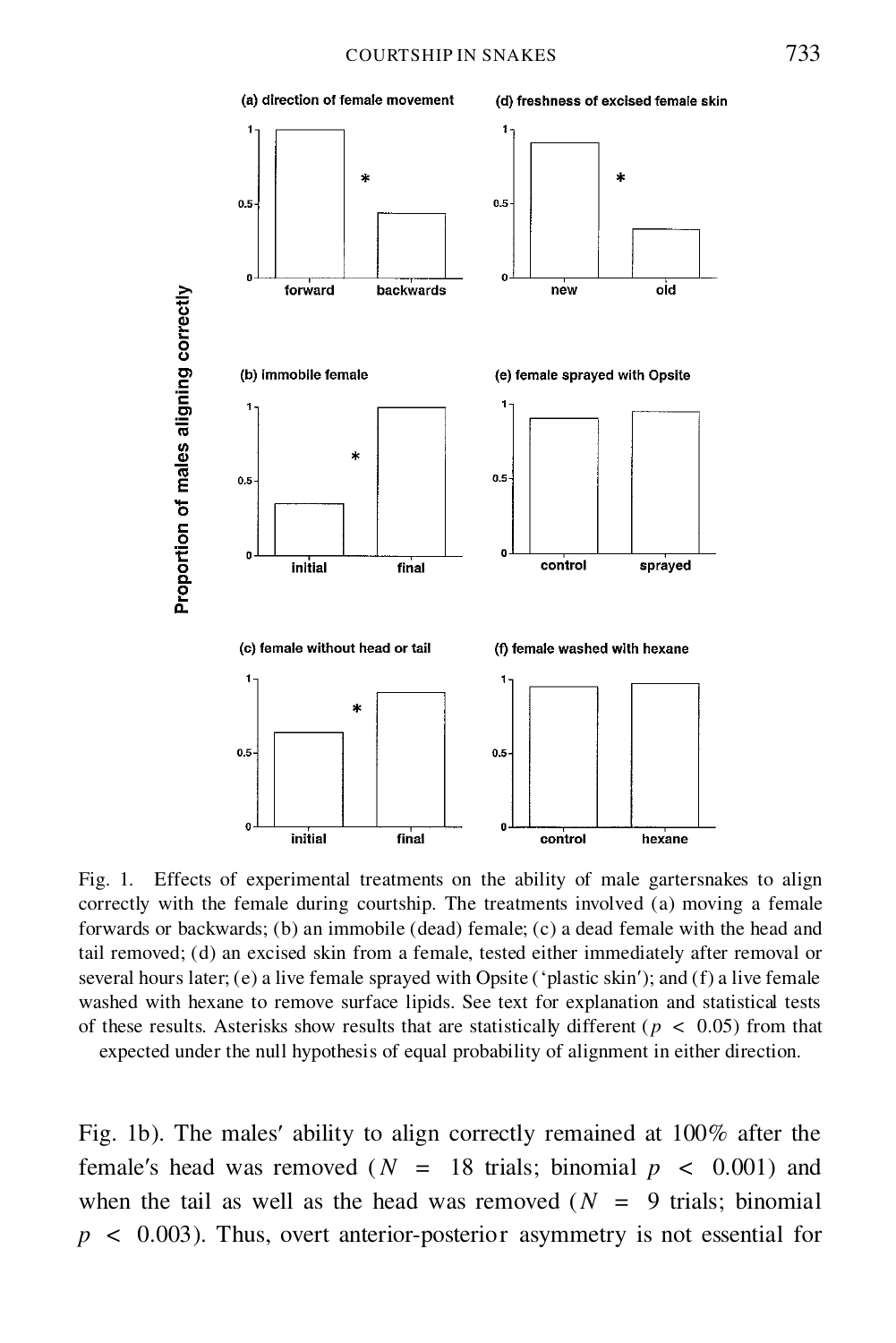Fig. 1. Effects of experimental treatments on the ability of male gartersnakes to align correctly with the female during courtship. The treatments involved (a) moving a female forwards or backwards; (b) an immobile (dead) female; (c) a dead female with the head and tail removed; (d) an excised skin from a female, tested either immediately after removal or several hours later; (e) a live female sprayed with Opsite ('plastic skin'); and (f) a live female washed with hexane to remove surface lipids. See text for explanation and statistical tests of these results. Asterisks show results that are statistically different ($p < 0.05$) from that expected under the null hypothesis of equal probability of alignment in either direction.

Fig. 1b). The males' ability to align correctly remained at 100% after the female's head was removed ($N = 18$ trials; binomial $p < 0.001$) and when the tail as well as the head was removed ($N = 9$ trials; binomial $p < 0.003$). Thus, overt anterior-posterior asymmetry is not essential for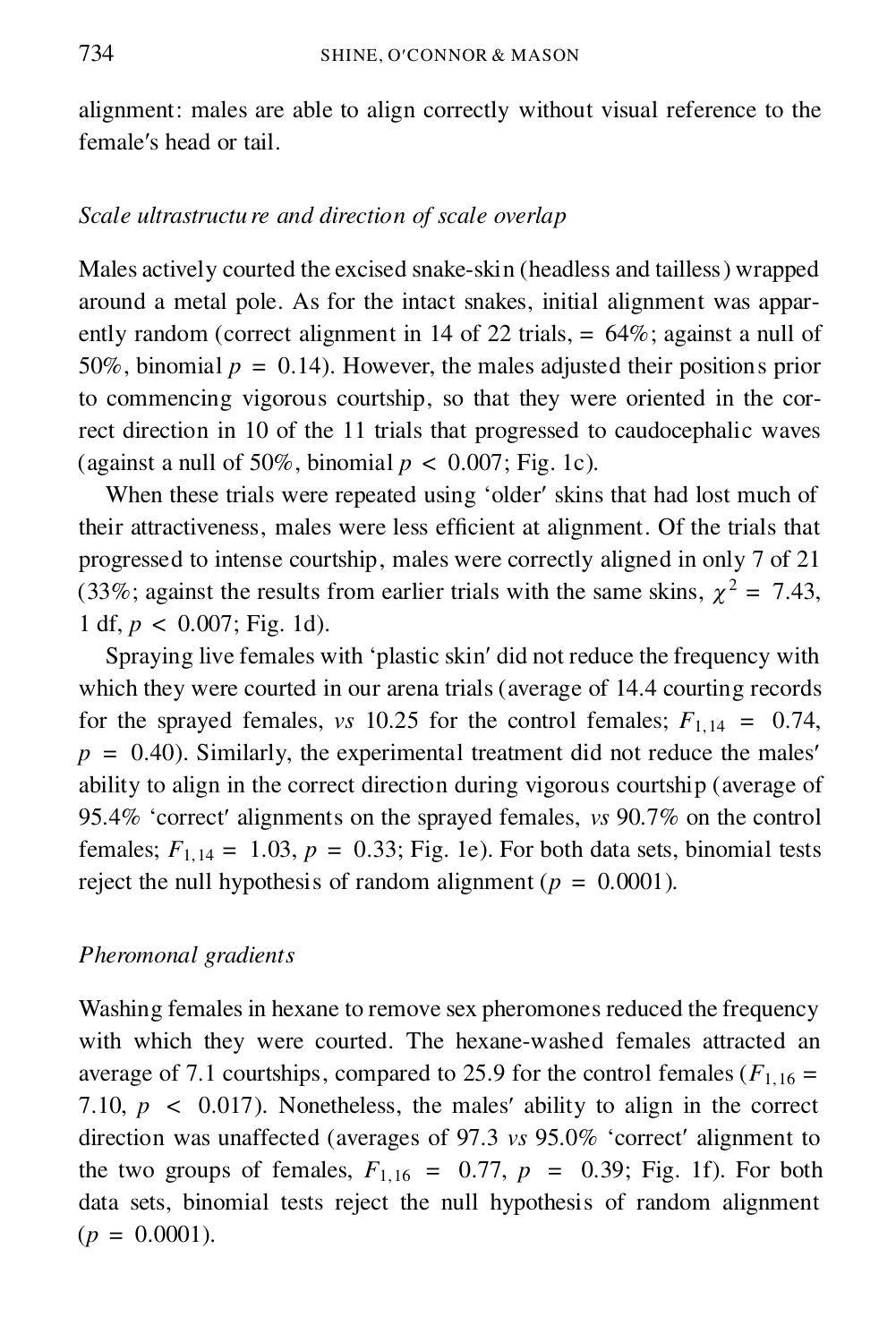alignment: males are able to align correctly without visual reference to the female's head or tail.

### *Scale ultrastructure and direction of scale overlap*

Males actively courted the excised snake-skin (headless and tailless) wrapped around a metal pole. As for the intact snakes, initial alignment was apparently random (correct alignment in 14 of 22 trials, = 64%; against a null of 50%, binomial $p = 0.14$). However, the males adjusted their positions prior to commencing vigorous courtship, so that they were oriented in the correct direction in 10 of the 11 trials that progressed to caudocephalic waves (against a null of 50%, binomial $p < 0.007$; Fig. 1c).

When these trials were repeated using 'older' skins that had lost much of their attractiveness, males were less efficient at alignment. Of the trials that progressed to intense courtship, males were correctly aligned in only 7 of 21 (33%; against the results from earlier trials with the same skins, $\chi^2 = 7.43$, 1 df, $p < 0.007$; Fig. 1d).

Spraying live females with 'plastic skin' did not reduce the frequency with which they were courted in our arena trials (average of 14.4 courting records for the sprayed females, *vs* 10.25 for the control females; $F_{1,14} = 0.74$, $p = 0.40$). Similarly, the experimental treatment did not reduce the males' ability to align in the correct direction during vigorous courtship (average of 95.4% 'correct' alignments on the sprayed females, *vs* 90.7% on the control females; $F_{1,14} = 1.03$, $p = 0.33$; Fig. 1e). For both data sets, binomial tests reject the null hypothesis of random alignment ($p = 0.0001$).

### *Pheromonal gradients*

Washing females in hexane to remove sex pheromones reduced the frequency with which they were courted. The hexane-washed females attracted an average of 7.1 courtships, compared to 25.9 for the control females ($F_{1,16} = 7.10$, $p < 0.017$). Nonetheless, the males' ability to align in the correct direction was unaffected (averages of 97.3 *vs* 95.0% 'correct' alignment to the two groups of females, $F_{1,16} = 0.77$, $p = 0.39$; Fig. 1f). For both data sets, binomial tests reject the null hypothesis of random alignment ($p = 0.0001$).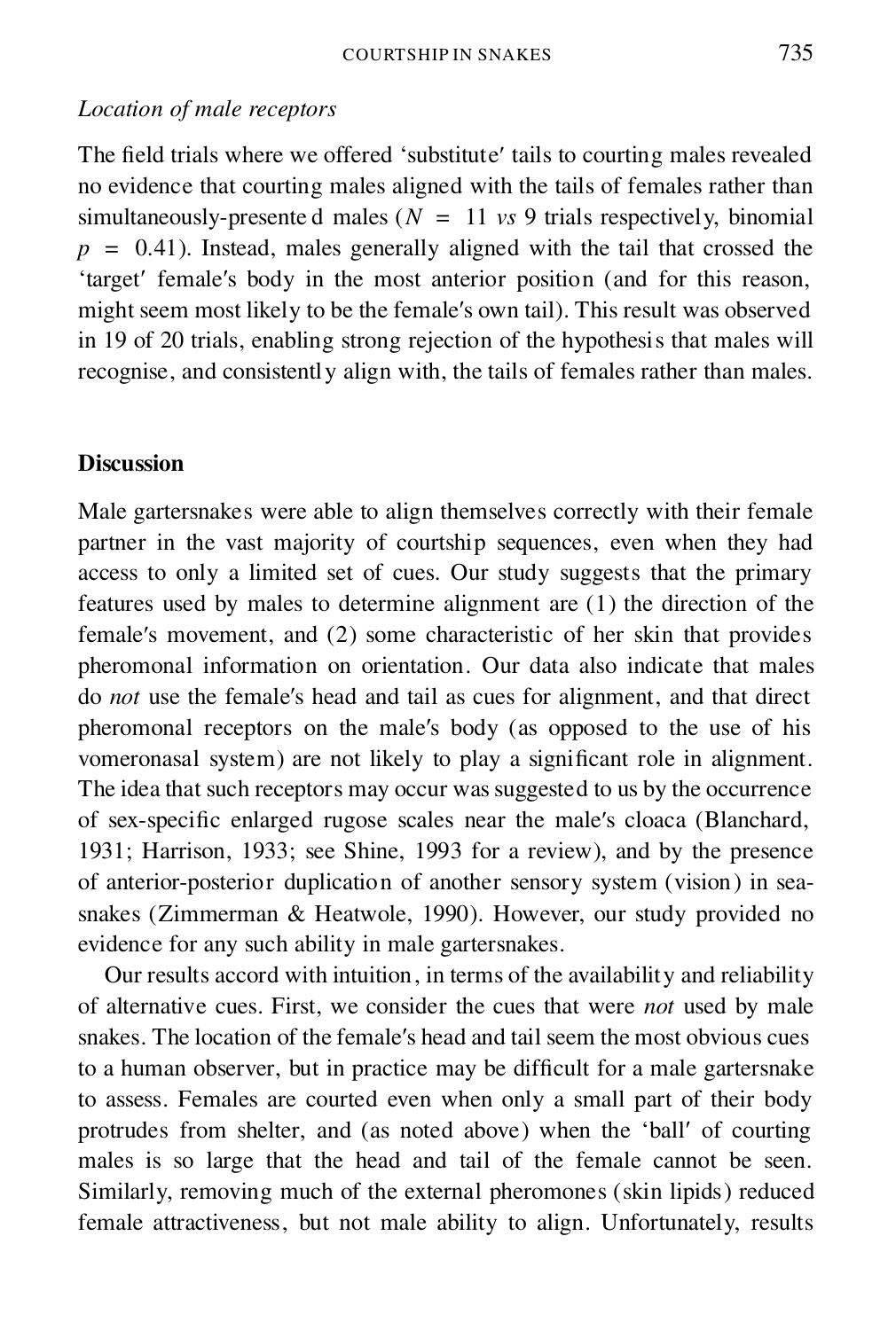*Location of male receptors*

The field trials where we offered 'substitute' tails to courting males revealed no evidence that courting males aligned with the tails of females rather than simultaneously-presented males ($N = 11$ *vs* 9 trials respectively, binomial $p = 0.41$). Instead, males generally aligned with the tail that crossed the 'target' female's body in the most anterior position (and for this reason, might seem most likely to be the female's own tail). This result was observed in 19 of 20 trials, enabling strong rejection of the hypothesis that males will recognise, and consistently align with, the tails of females rather than males.

## Discussion

Male gartersnakes were able to align themselves correctly with their female partner in the vast majority of courtship sequences, even when they had access to only a limited set of cues. Our study suggests that the primary features used by males to determine alignment are (1) the direction of the female's movement, and (2) some characteristic of her skin that provides pheromonal information on orientation. Our data also indicate that males do *not* use the female's head and tail as cues for alignment, and that direct pheromonal receptors on the male's body (as opposed to the use of his vomeronasal system) are not likely to play a significant role in alignment. The idea that such receptors may occur was suggested to us by the occurrence of sex-specific enlarged rugose scales near the male's cloaca (Blanchard, 1931; Harrison, 1933; see Shine, 1993 for a review), and by the presence of anterior-posterior duplication of another sensory system (vision) in sea-snakes (Zimmerman & Heatwole, 1990). However, our study provided no evidence for any such ability in male gartersnakes.

Our results accord with intuition, in terms of the availability and reliability of alternative cues. First, we consider the cues that were *not* used by male snakes. The location of the female's head and tail seem the most obvious cues to a human observer, but in practice may be difficult for a male gartersnake to assess. Females are courted even when only a small part of their body protrudes from shelter, and (as noted above) when the 'ball' of courting males is so large that the head and tail of the female cannot be seen. Similarly, removing much of the external pheromones (skin lipids) reduced female attractiveness, but not male ability to align. Unfortunately, results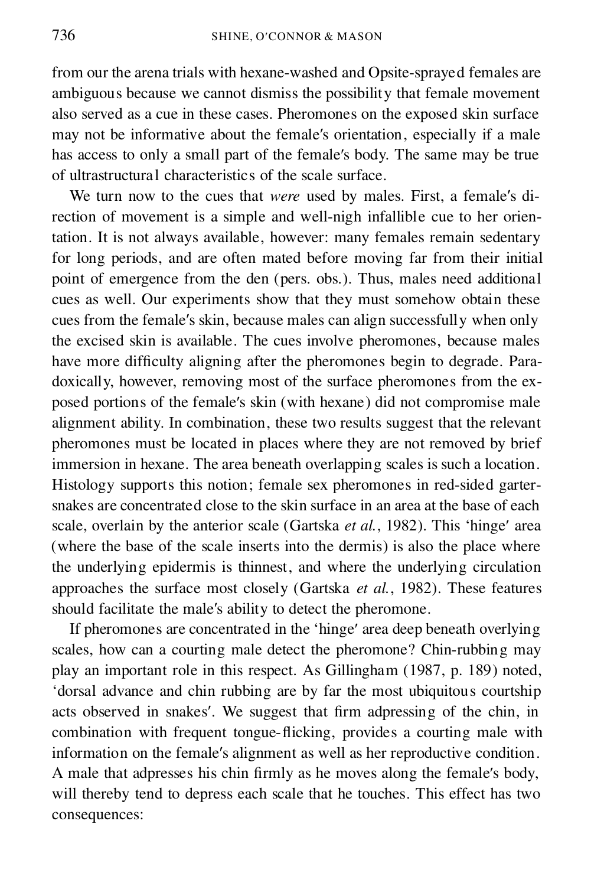from our the arena trials with hexane-washed and Opsite-sprayed females are ambiguous because we cannot dismiss the possibility that female movement also served as a cue in these cases. Pheromones on the exposed skin surface may not be informative about the female′s orientation, especially if a male has access to only a small part of the female′s body. The same may be true of ultrastructural characteristics of the scale surface.

We turn now to the cues that *were* used by males. First, a female′s direction of movement is a simple and well-nigh infallible cue to her orientation. It is not always available, however: many females remain sedentary for long periods, and are often mated before moving far from their initial point of emergence from the den (pers. obs.). Thus, males need additional cues as well. Our experiments show that they must somehow obtain these cues from the female′s skin, because males can align successfully when only the excised skin is available. The cues involve pheromones, because males have more difficulty aligning after the pheromones begin to degrade. Paradoxically, however, removing most of the surface pheromones from the exposed portions of the female′s skin (with hexane) did not compromise male alignment ability. In combination, these two results suggest that the relevant pheromones must be located in places where they are not removed by brief immersion in hexane. The area beneath overlapping scales is such a location. Histology supports this notion; female sex pheromones in red-sided gartersnakes are concentrated close to the skin surface in an area at the base of each scale, overlain by the anterior scale (Gartska *et al.*, 1982). This 'hinge′ area (where the base of the scale inserts into the dermis) is also the place where the underlying epidermis is thinnest, and where the underlying circulation approaches the surface most closely (Gartska *et al.*, 1982). These features should facilitate the male′s ability to detect the pheromone.

If pheromones are concentrated in the 'hinge′ area deep beneath overlying scales, how can a courting male detect the pheromone? Chin-rubbing may play an important role in this respect. As Gillingham (1987, p. 189) noted, 'dorsal advance and chin rubbing are by far the most ubiquitous courtship acts observed in snakes′. We suggest that firm adpressing of the chin, in combination with frequent tongue-flicking, provides a courting male with information on the female′s alignment as well as her reproductive condition. A male that adpresses his chin firmly as he moves along the female′s body, will thereby tend to depress each scale that he touches. This effect has two consequences: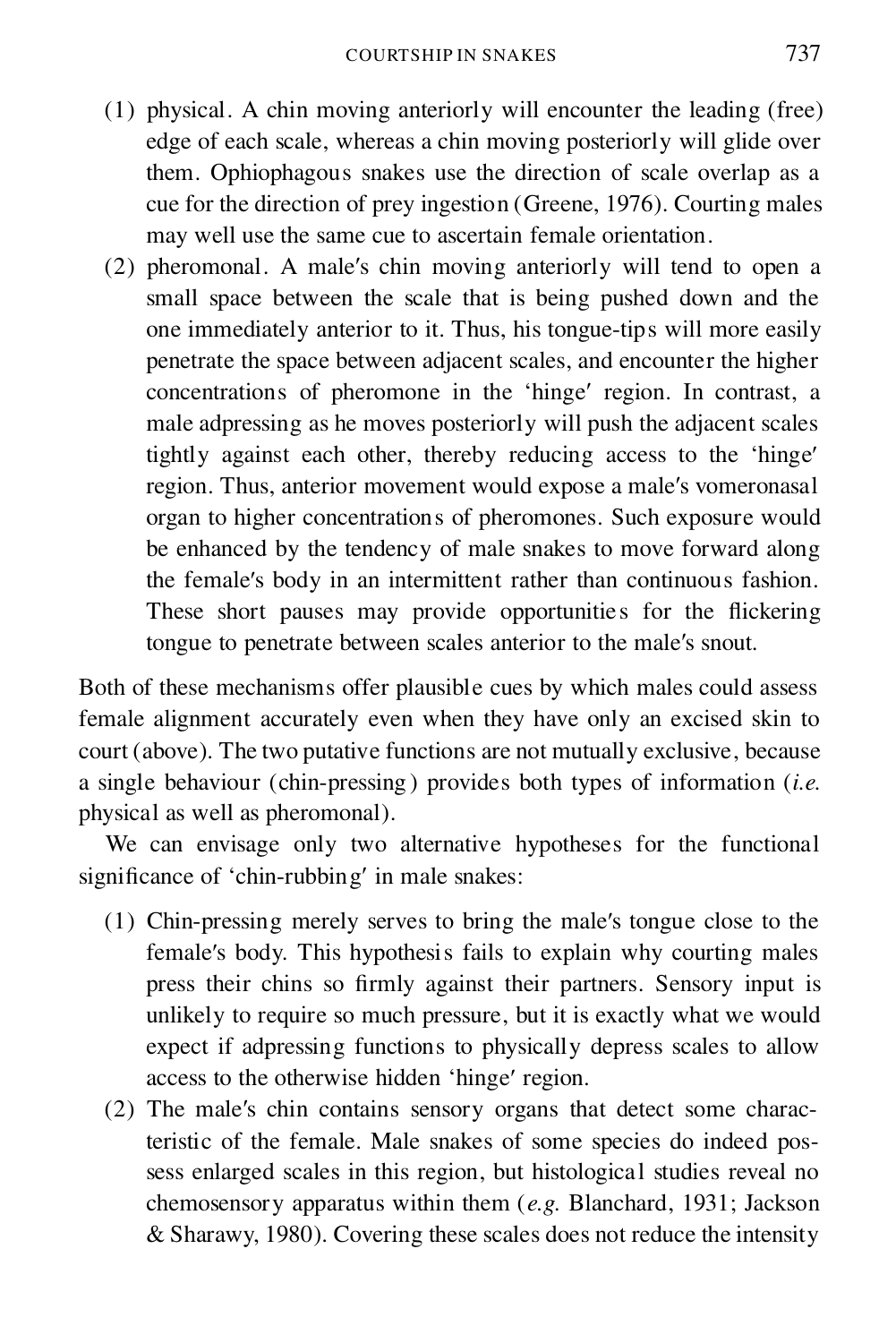(1) physical. A chin moving anteriorly will encounter the leading (free) edge of each scale, whereas a chin moving posteriorly will glide over them. Ophiophagous snakes use the direction of scale overlap as a cue for the direction of prey ingestion (Greene, 1976). Courting males may well use the same cue to ascertain female orientation.

(2) pheromonal. A male′s chin moving anteriorly will tend to open a small space between the scale that is being pushed down and the one immediately anterior to it. Thus, his tongue-tips will more easily penetrate the space between adjacent scales, and encounter the higher concentrations of pheromone in the ‘hinge′ region. In contrast, a male adpressing as he moves posteriorly will push the adjacent scales tightly against each other, thereby reducing access to the ‘hinge′ region. Thus, anterior movement would expose a male′s vomeronasal organ to higher concentrations of pheromones. Such exposure would be enhanced by the tendency of male snakes to move forward along the female′s body in an intermittent rather than continuous fashion. These short pauses may provide opportunities for the flickering tongue to penetrate between scales anterior to the male′s snout.

Both of these mechanisms offer plausible cues by which males could assess female alignment accurately even when they have only an excised skin to court (above). The two putative functions are not mutually exclusive, because a single behaviour (chin-pressing) provides both types of information (*i.e.* physical as well as pheromonal).

We can envisage only two alternative hypotheses for the functional significance of ‘chin-rubbing′ in male snakes:

(1) Chin-pressing merely serves to bring the male′s tongue close to the female′s body. This hypothesis fails to explain why courting males press their chins so firmly against their partners. Sensory input is unlikely to require so much pressure, but it is exactly what we would expect if adpressing functions to physically depress scales to allow access to the otherwise hidden ‘hinge′ region.

(2) The male′s chin contains sensory organs that detect some characteristic of the female. Male snakes of some species do indeed possess enlarged scales in this region, but histological studies reveal no chemosensory apparatus within them (*e.g.* Blanchard, 1931; Jackson & Sharawy, 1980). Covering these scales does not reduce the intensity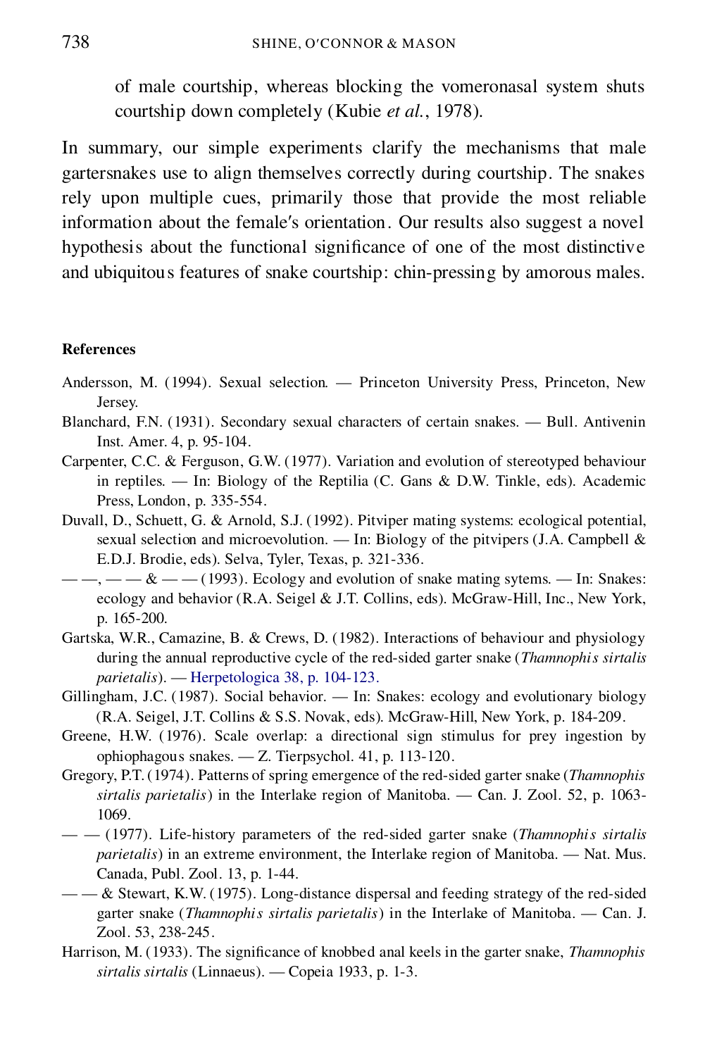of male courtship, whereas blocking the vomeronasal system shuts courtship down completely (Kubie *et al.*, 1978).

In summary, our simple experiments clarify the mechanisms that male gartersnakes use to align themselves correctly during courtship. The snakes rely upon multiple cues, primarily those that provide the most reliable information about the female′s orientation. Our results also suggest a novel hypothesis about the functional significance of one of the most distinctive and ubiquitous features of snake courtship: chin-pressing by amorous males.

### References

Andersson, M. (1994). Sexual selection. — Princeton University Press, Princeton, New Jersey.

Blanchard, F.N. (1931). Secondary sexual characters of certain snakes. — Bull. Antivenin Inst. Amer. 4, p. 95-104.

Carpenter, C.C. & Ferguson, G.W. (1977). Variation and evolution of stereotyped behaviour in reptiles. — In: Biology of the Reptilia (C. Gans & D.W. Tinkle, eds). Academic Press, London, p. 335-554.

Duvall, D., Schuett, G. & Arnold, S.J. (1992). Pitviper mating systems: ecological potential, sexual selection and microevolution. — In: Biology of the pitvipers (J.A. Campbell & E.D.J. Brodie, eds). Selva, Tyler, Texas, p. 321-336.

— —, — — & — — (1993). Ecology and evolution of snake mating sytems. — In: Snakes: ecology and behavior (R.A. Seigel & J.T. Collins, eds). McGraw-Hill, Inc., New York, p. 165-200.

Gartska, W.R., Camazine, B. & Crews, D. (1982). Interactions of behaviour and physiology during the annual reproductive cycle of the red-sided garter snake (*Thamnophis sirtalis parietalis*). — Herpetologica 38, p. 104-123.

Gillingham, J.C. (1987). Social behavior. — In: Snakes: ecology and evolutionary biology (R.A. Seigel, J.T. Collins & S.S. Novak, eds). McGraw-Hill, New York, p. 184-209.

Greene, H.W. (1976). Scale overlap: a directional sign stimulus for prey ingestion by ophiophagous snakes. — Z. Tierpsychol. 41, p. 113-120.

Gregory, P.T. (1974). Patterns of spring emergence of the red-sided garter snake (*Thamnophis sirtalis parietalis*) in the Interlake region of Manitoba. — Can. J. Zool. 52, p. 1063-1069.

— — (1977). Life-history parameters of the red-sided garter snake (*Thamnophis sirtalis parietalis*) in an extreme environment, the Interlake region of Manitoba. — Nat. Mus. Canada, Publ. Zool. 13, p. 1-44.

— — & Stewart, K.W. (1975). Long-distance dispersal and feeding strategy of the red-sided garter snake (*Thamnophis sirtalis parietalis*) in the Interlake of Manitoba. — Can. J. Zool. 53, 238-245.

Harrison, M. (1933). The significance of knobbed anal keels in the garter snake, *Thamnophis sirtalis sirtalis* (Linnaeus). — Copeia 1933, p. 1-3.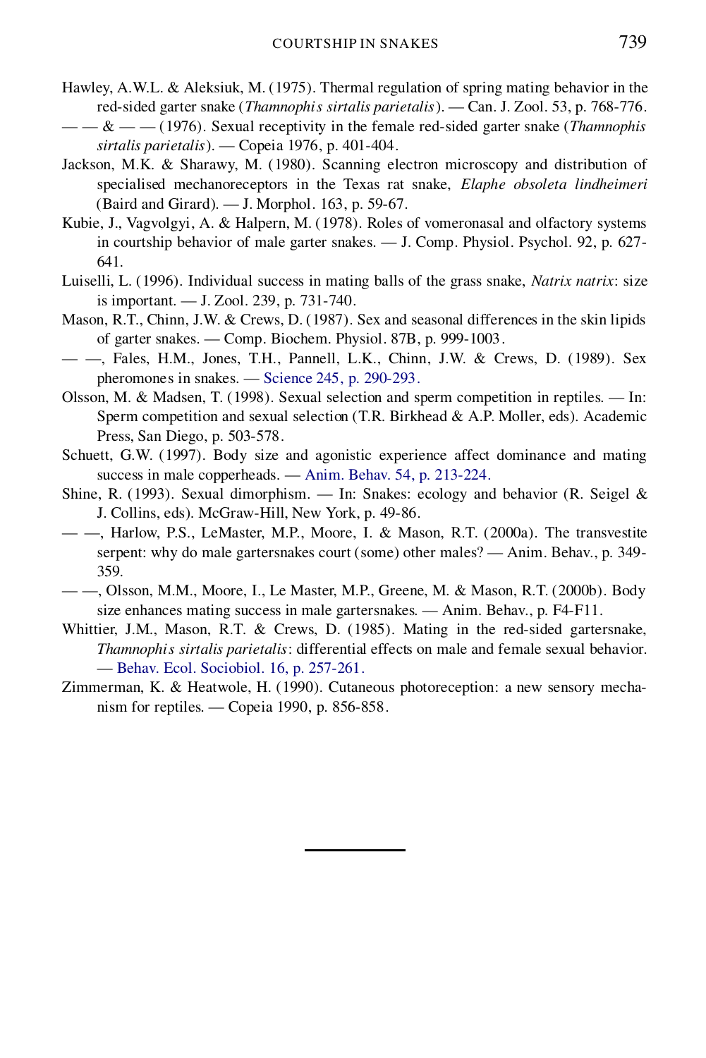Hawley, A.W.L. & Aleksiuk, M. (1975). Thermal regulation of spring mating behavior in the red-sided garter snake (*Thamnophis sirtalis parietalis*). — Can. J. Zool. 53, p. 768-776.

— — & — — (1976). Sexual receptivity in the female red-sided garter snake (*Thamnophis sirtalis parietalis*). — Copeia 1976, p. 401-404.

Jackson, M.K. & Sharawy, M. (1980). Scanning electron microscopy and distribution of specialised mechanoreceptors in the Texas rat snake, *Elaphe obsoleta lindheimeri* (Baird and Girard). — J. Morphol. 163, p. 59-67.

Kubie, J., Vagvolgyi, A. & Halpern, M. (1978). Roles of vomeronasal and olfactory systems in courtship behavior of male garter snakes. — J. Comp. Physiol. Psychol. 92, p. 627-641.

Luiselli, L. (1996). Individual success in mating balls of the grass snake, *Natrix natrix*: size is important. — J. Zool. 239, p. 731-740.

Mason, R.T., Chinn, J.W. & Crews, D. (1987). Sex and seasonal differences in the skin lipids of garter snakes. — Comp. Biochem. Physiol. 87B, p. 999-1003.

— —, Fales, H.M., Jones, T.H., Pannell, L.K., Chinn, J.W. & Crews, D. (1989). Sex pheromones in snakes. — Science 245, p. 290-293.

Olsson, M. & Madsen, T. (1998). Sexual selection and sperm competition in reptiles. — In: Sperm competition and sexual selection (T.R. Birkhead & A.P. Moller, eds). Academic Press, San Diego, p. 503-578.

Schuett, G.W. (1997). Body size and agonistic experience affect dominance and mating success in male copperheads. — Anim. Behav. 54, p. 213-224.

Shine, R. (1993). Sexual dimorphism. — In: Snakes: ecology and behavior (R. Seigel & J. Collins, eds). McGraw-Hill, New York, p. 49-86.

— —, Harlow, P.S., LeMaster, M.P., Moore, I. & Mason, R.T. (2000a). The transvestite serpent: why do male gartersnakes court (some) other males? — Anim. Behav., p. 349-359.

— —, Olsson, M.M., Moore, I., Le Master, M.P., Greene, M. & Mason, R.T. (2000b). Body size enhances mating success in male gartersnakes. — Anim. Behav., p. F4-F11.

Whittier, J.M., Mason, R.T. & Crews, D. (1985). Mating in the red-sided gartersnake, *Thamnophis sirtalis parietalis*: differential effects on male and female sexual behavior. — Behav. Ecol. Sociobiol. 16, p. 257-261.

Zimmerman, K. & Heatwole, H. (1990). Cutaneous photoreception: a new sensory mechanism for reptiles. — Copeia 1990, p. 856-858.